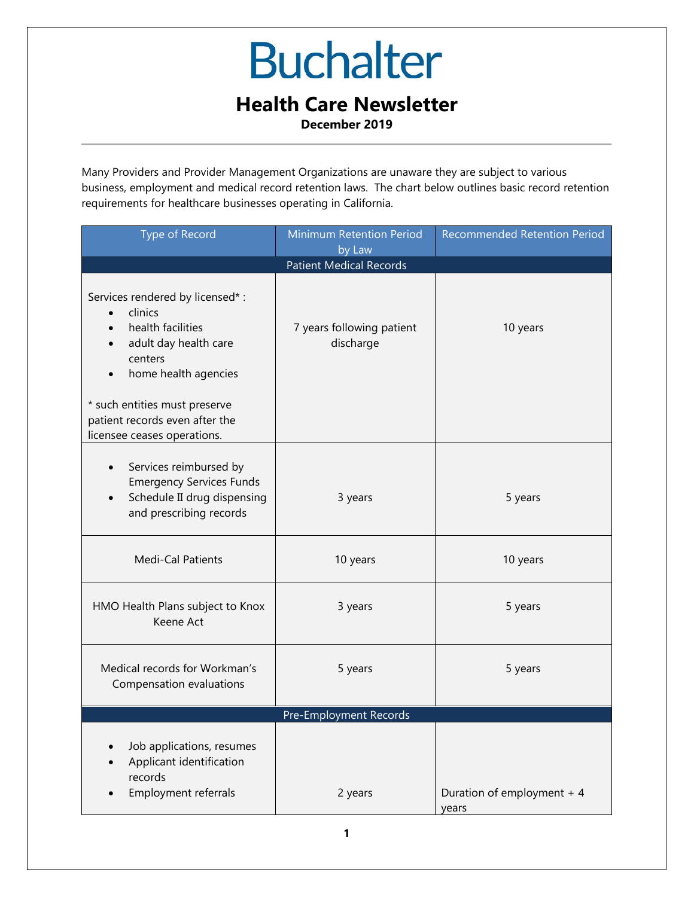# Buchalter

## Health Care Newsletter

**December 2019**

Many Providers and Provider Management Organizations are unaware they are subject to various business, employment and medical record retention laws. The chart below outlines basic record retention requirements for healthcare businesses operating in California.

| Type of Record | Minimum Retention Period by Law | Recommended Retention Period |
|---|---|---|
| **Patient Medical Records** | | |
| Services rendered by licensed* :<br>• clinics<br>• health facilities<br>• adult day health care centers<br>• home health agencies<br><br>* such entities must preserve patient records even after the licensee ceases operations. | 7 years following patient discharge | 10 years |
| • Services reimbursed by Emergency Services Funds<br>• Schedule II drug dispensing and prescribing records | 3 years | 5 years |
| Medi-Cal Patients | 10 years | 10 years |
| HMO Health Plans subject to Knox Keene Act | 3 years | 5 years |
| Medical records for Workman's Compensation evaluations | 5 years | 5 years |
| **Pre-Employment Records** | | |
| • Job applications, resumes<br>• Applicant identification records<br>• Employment referrals | 2 years | Duration of employment + 4 years |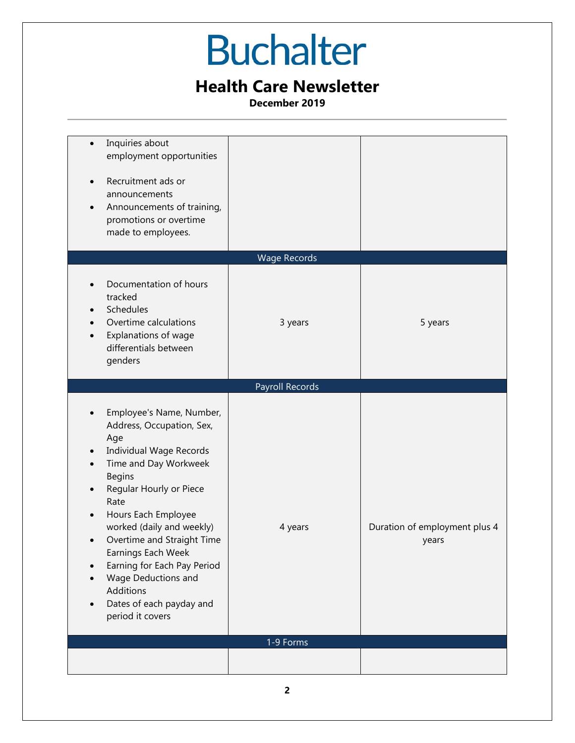| | | |
|---|---|---|
| <ul><li>Inquiries about employment opportunities</li><li>Recruitment ads or announcements</li><li>Announcements of training, promotions or overtime made to employees.</li></ul> | | |
| **Wage Records** | | |
| <ul><li>Documentation of hours tracked</li><li>Schedules</li><li>Overtime calculations</li><li>Explanations of wage differentials between genders</li></ul> | 3 years | 5 years |
| **Payroll Records** | | |
| <ul><li>Employee's Name, Number, Address, Occupation, Sex, Age</li><li>Individual Wage Records</li><li>Time and Day Workweek Begins</li><li>Regular Hourly or Piece Rate</li><li>Hours Each Employee worked (daily and weekly)</li><li>Overtime and Straight Time Earnings Each Week</li><li>Earning for Each Pay Period</li><li>Wage Deductions and Additions</li><li>Dates of each payday and period it covers</li></ul> | 4 years | Duration of employment plus 4 years |
| **1-9 Forms** | | |
| | | |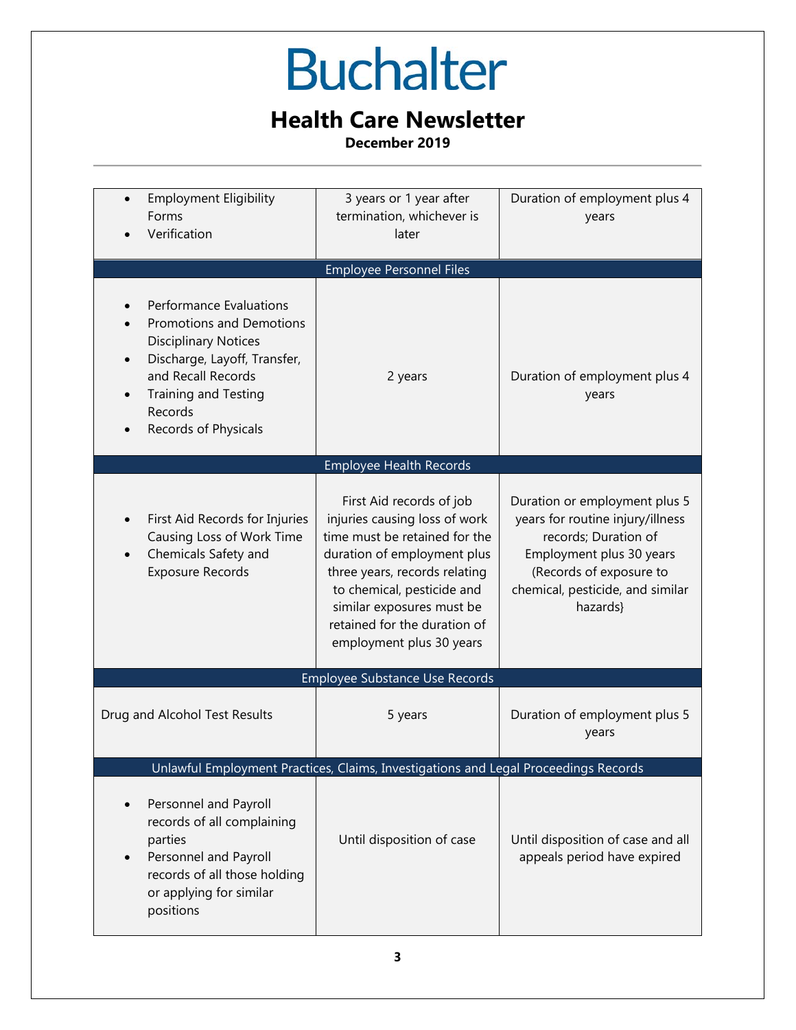| | | |
|---|---|---|
| • Employment Eligibility Forms<br>• Verification | 3 years or 1 year after termination, whichever is later | Duration of employment plus 4 years |
| **Employee Personnel Files** | | |
| • Performance Evaluations<br>• Promotions and Demotions Disciplinary Notices<br>• Discharge, Layoff, Transfer, and Recall Records<br>• Training and Testing Records<br>• Records of Physicals | 2 years | Duration of employment plus 4 years |
| **Employee Health Records** | | |
| • First Aid Records for Injuries Causing Loss of Work Time<br>• Chemicals Safety and Exposure Records | First Aid records of job injuries causing loss of work time must be retained for the duration of employment plus three years, records relating to chemical, pesticide and similar exposures must be retained for the duration of employment plus 30 years | Duration or employment plus 5 years for routine injury/illness records; Duration of Employment plus 30 years (Records of exposure to chemical, pesticide, and similar hazards} |
| **Employee Substance Use Records** | | |
| Drug and Alcohol Test Results | 5 years | Duration of employment plus 5 years |
| **Unlawful Employment Practices, Claims, Investigations and Legal Proceedings Records** | | |
| • Personnel and Payroll records of all complaining parties<br>• Personnel and Payroll records of all those holding or applying for similar positions | Until disposition of case | Until disposition of case and all appeals period have expired |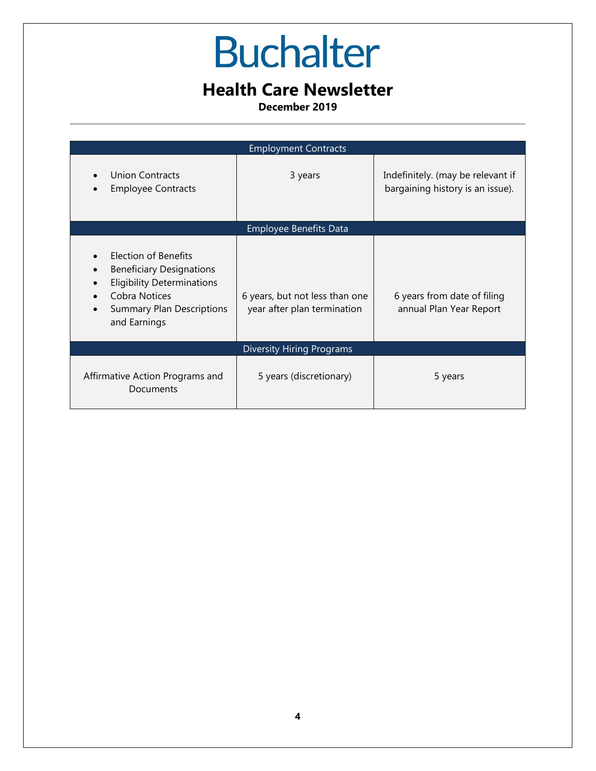| | | |
|---|---|---|
| Employment Contracts | | |
| • Union Contracts<br>• Employee Contracts | 3 years | Indefinitely. (may be relevant if bargaining history is an issue). |
| Employee Benefits Data | | |
| • Election of Benefits<br>• Beneficiary Designations<br>• Eligibility Determinations<br>• Cobra Notices<br>• Summary Plan Descriptions and Earnings | 6 years, but not less than one year after plan termination | 6 years from date of filing annual Plan Year Report |
| Diversity Hiring Programs | | |
| Affirmative Action Programs and Documents | 5 years (discretionary) | 5 years |